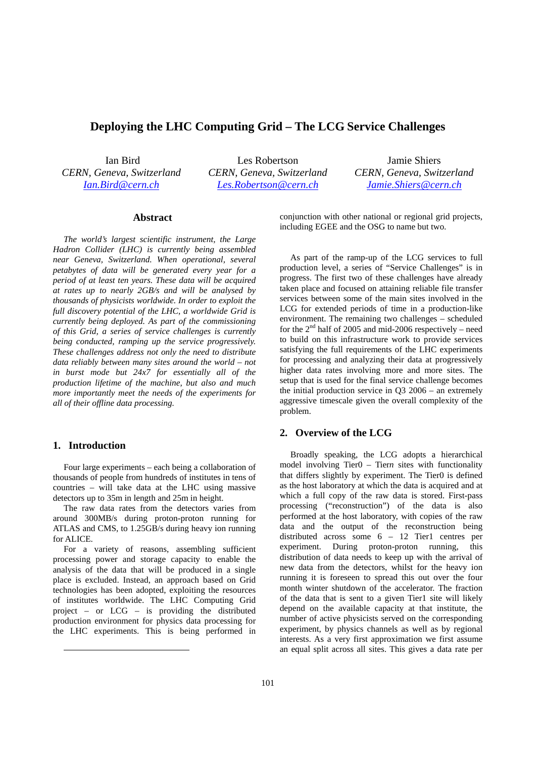# Deploying the LHC Computing Grid – The LCG Service Challenges

Ian Bird
*CERN, Geneva, Switzerland*
*Ian.Bird@cern.ch*

Les Robertson
*CERN, Geneva, Switzerland*
*Les.Robertson@cern.ch*

Jamie Shiers
*CERN, Geneva, Switzerland*
*Jamie.Shiers@cern.ch*

## Abstract

*The world's largest scientific instrument, the Large Hadron Collider (LHC) is currently being assembled near Geneva, Switzerland. When operational, several petabytes of data will be generated every year for a period of at least ten years. These data will be acquired at rates up to nearly 2GB/s and will be analysed by thousands of physicists worldwide. In order to exploit the full discovery potential of the LHC, a worldwide Grid is currently being deployed. As part of the commissioning of this Grid, a series of service challenges is currently being conducted, ramping up the service progressively. These challenges address not only the need to distribute data reliably between many sites around the world – not in burst mode but 24x7 for essentially all of the production lifetime of the machine, but also and much more importantly meet the needs of the experiments for all of their offline data processing.*

## 1. Introduction

Four large experiments – each being a collaboration of thousands of people from hundreds of institutes in tens of countries – will take data at the LHC using massive detectors up to 35m in length and 25m in height.

The raw data rates from the detectors varies from around 300MB/s during proton-proton running for ATLAS and CMS, to 1.25GB/s during heavy ion running for ALICE.

For a variety of reasons, assembling sufficient processing power and storage capacity to enable the analysis of the data that will be produced in a single place is excluded. Instead, an approach based on Grid technologies has been adopted, exploiting the resources of institutes worldwide. The LHC Computing Grid project – or LCG – is providing the distributed production environment for physics data processing for the LHC experiments. This is being performed in conjunction with other national or regional grid projects, including EGEE and the OSG to name but two.

As part of the ramp-up of the LCG services to full production level, a series of "Service Challenges" is in progress. The first two of these challenges have already taken place and focused on attaining reliable file transfer services between some of the main sites involved in the LCG for extended periods of time in a production-like environment. The remaining two challenges – scheduled for the 2nd half of 2005 and mid-2006 respectively – need to build on this infrastructure work to provide services satisfying the full requirements of the LHC experiments for processing and analyzing their data at progressively higher data rates involving more and more sites. The setup that is used for the final service challenge becomes the initial production service in Q3 2006 – an extremely aggressive timescale given the overall complexity of the problem.

## 2. Overview of the LCG

Broadly speaking, the LCG adopts a hierarchical model involving Tier0 – Tier*n* sites with functionality that differs slightly by experiment. The Tier0 is defined as the host laboratory at which the data is acquired and at which a full copy of the raw data is stored. First-pass processing ("reconstruction") of the data is also performed at the host laboratory, with copies of the raw data and the output of the reconstruction being distributed across some 6 – 12 Tier1 centres per experiment. During proton-proton running, this distribution of data needs to keep up with the arrival of new data from the detectors, whilst for the heavy ion running it is foreseen to spread this out over the four month winter shutdown of the accelerator. The fraction of the data that is sent to a given Tier1 site will likely depend on the available capacity at that institute, the number of active physicists served on the corresponding experiment, by physics channels as well as by regional interests. As a very first approximation we first assume an equal split across all sites. This gives a data rate per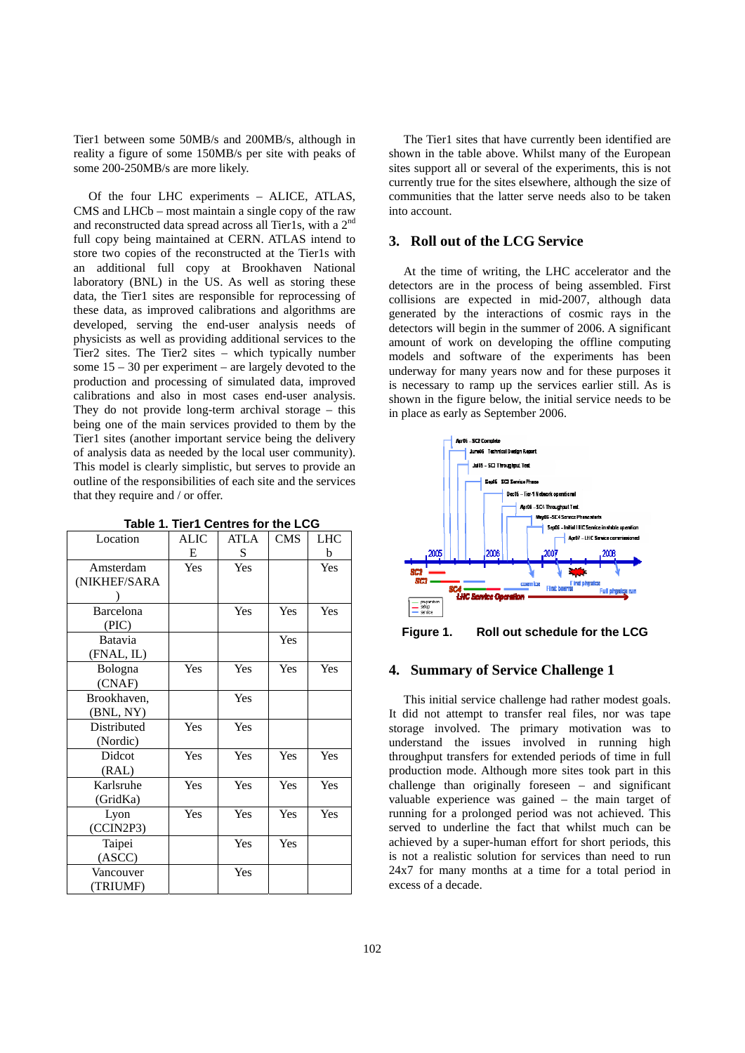Tier1 between some 50MB/s and 200MB/s, although in reality a figure of some 150MB/s per site with peaks of some 200-250MB/s are more likely.

Of the four LHC experiments – ALICE, ATLAS, CMS and LHCb – most maintain a single copy of the raw and reconstructed data spread across all Tier1s, with a 2[nd] full copy being maintained at CERN. ATLAS intend to store two copies of the reconstructed at the Tier1s with an additional full copy at Brookhaven National laboratory (BNL) in the US. As well as storing these data, the Tier1 sites are responsible for reprocessing of these data, as improved calibrations and algorithms are developed, serving the end-user analysis needs of physicists as well as providing additional services to the Tier2 sites. The Tier2 sites – which typically number some 15 – 30 per experiment – are largely devoted to the production and processing of simulated data, improved calibrations and also in most cases end-user analysis. They do not provide long-term archival storage – this being one of the main services provided to them by the Tier1 sites (another important service being the delivery of analysis data as needed by the local user community). This model is clearly simplistic, but serves to provide an outline of the responsibilities of each site and the services that they require and / or offer.

**Table 1. Tier1 Centres for the LCG**

| Location | ALICE | ATLAS | CMS | LHCb |
|---|---|---|---|---|
| Amsterdam (NIKHEF/SARA) | Yes | Yes | | Yes |
| Barcelona (PIC) | | Yes | Yes | Yes |
| Batavia (FNAL, IL) | | | Yes | |
| Bologna (CNAF) | Yes | Yes | Yes | Yes |
| Brookhaven, (BNL, NY) | | Yes | | |
| Distributed (Nordic) | Yes | Yes | | |
| Didcot (RAL) | Yes | Yes | Yes | Yes |
| Karlsruhe (GridKa) | Yes | Yes | Yes | Yes |
| Lyon (CCIN2P3) | Yes | Yes | Yes | Yes |
| Taipei (ASCC) | | Yes | Yes | |
| Vancouver (TRIUMF) | | Yes | | |

The Tier1 sites that have currently been identified are shown in the table above. Whilst many of the European sites support all or several of the experiments, this is not currently true for the sites elsewhere, although the size of communities that the latter serve needs also to be taken into account.

## 3. Roll out of the LCG Service

At the time of writing, the LHC accelerator and the detectors are in the process of being assembled. First collisions are expected in mid-2007, although data generated by the interactions of cosmic rays in the detectors will begin in the summer of 2006. A significant amount of work on developing the offline computing models and software of the experiments has been underway for many years now and for these purposes it is necessary to ramp up the services earlier still. As is shown in the figure below, the initial service needs to be in place as early as September 2006.

**Figure 1. Roll out schedule for the LCG**

## 4. Summary of Service Challenge 1

This initial service challenge had rather modest goals. It did not attempt to transfer real files, nor was tape storage involved. The primary motivation was to understand the issues involved in running high throughput transfers for extended periods of time in full production mode. Although more sites took part in this challenge than originally foreseen – and significant valuable experience was gained – the main target of running for a prolonged period was not achieved. This served to underline the fact that whilst much can be achieved by a super-human effort for short periods, this is not a realistic solution for services than need to run 24x7 for many months at a time for a total period in excess of a decade.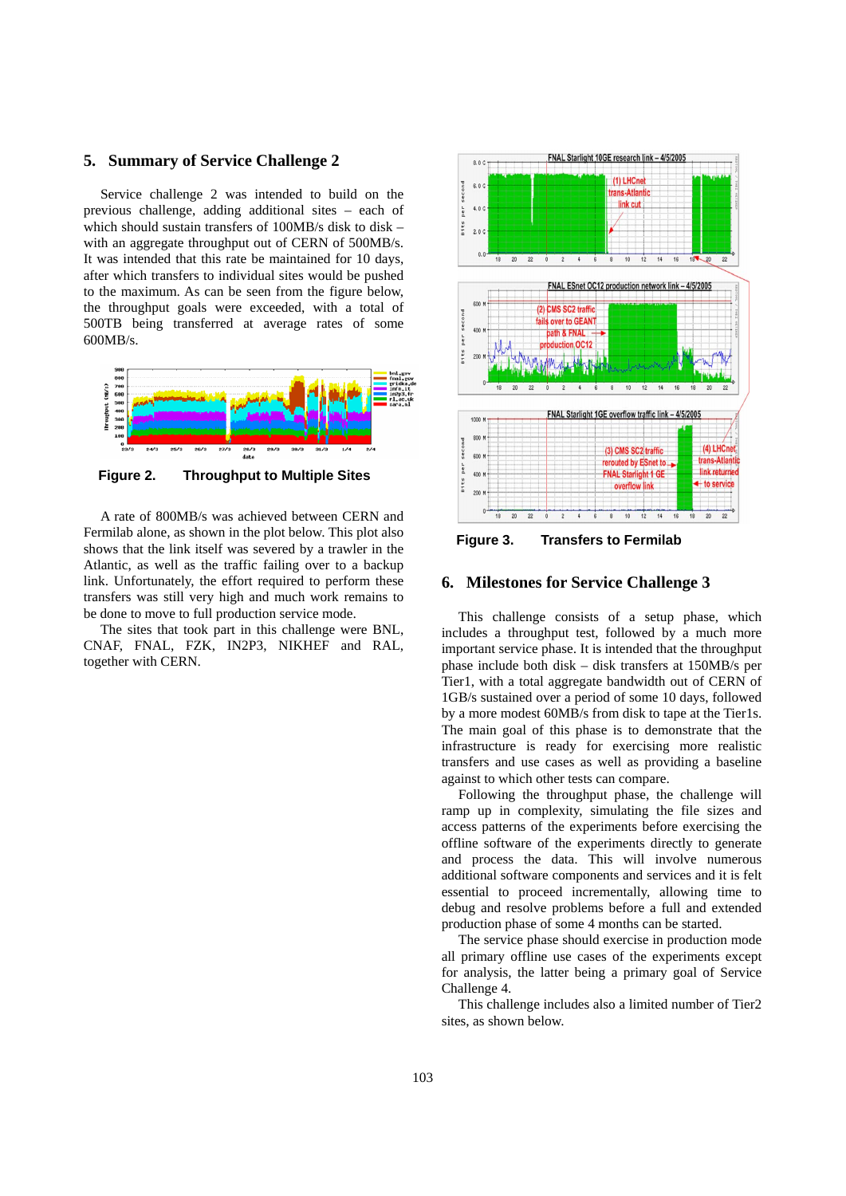## 5. Summary of Service Challenge 2

Service challenge 2 was intended to build on the previous challenge, adding additional sites – each of which should sustain transfers of 100MB/s disk to disk – with an aggregate throughput out of CERN of 500MB/s. It was intended that this rate be maintained for 10 days, after which transfers to individual sites would be pushed to the maximum. As can be seen from the figure below, the throughput goals were exceeded, with a total of 500TB being transferred at average rates of some 600MB/s.

**Figure 2. Throughput to Multiple Sites**

A rate of 800MB/s was achieved between CERN and Fermilab alone, as shown in the plot below. This plot also shows that the link itself was severed by a trawler in the Atlantic, as well as the traffic failing over to a backup link. Unfortunately, the effort required to perform these transfers was still very high and much work remains to be done to move to full production service mode.

The sites that took part in this challenge were BNL, CNAF, FNAL, FZK, IN2P3, NIKHEF and RAL, together with CERN.

**Figure 3. Transfers to Fermilab**

## 6. Milestones for Service Challenge 3

This challenge consists of a setup phase, which includes a throughput test, followed by a much more important service phase. It is intended that the throughput phase include both disk – disk transfers at 150MB/s per Tier1, with a total aggregate bandwidth out of CERN of 1GB/s sustained over a period of some 10 days, followed by a more modest 60MB/s from disk to tape at the Tier1s. The main goal of this phase is to demonstrate that the infrastructure is ready for exercising more realistic transfers and use cases as well as providing a baseline against to which other tests can compare.

Following the throughput phase, the challenge will ramp up in complexity, simulating the file sizes and access patterns of the experiments before exercising the offline software of the experiments directly to generate and process the data. This will involve numerous additional software components and services and it is felt essential to proceed incrementally, allowing time to debug and resolve problems before a full and extended production phase of some 4 months can be started.

The service phase should exercise in production mode all primary offline use cases of the experiments except for analysis, the latter being a primary goal of Service Challenge 4.

This challenge includes also a limited number of Tier2 sites, as shown below.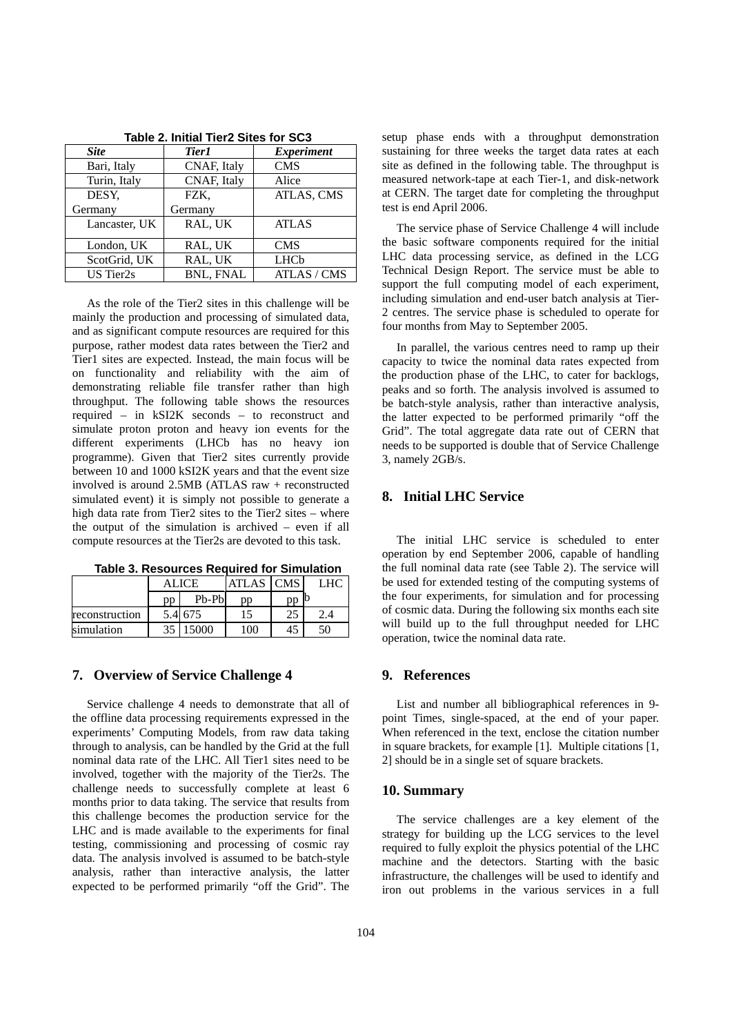**Table 2. Initial Tier2 Sites for SC3**

| *Site* | *Tier1* | *Experiment* |
|---|---|---|
| Bari, Italy | CNAF, Italy | CMS |
| Turin, Italy | CNAF, Italy | Alice |
| DESY, Germany | FZK, Germany | ATLAS, CMS |
| Lancaster, UK | RAL, UK | ATLAS |
| London, UK | RAL, UK | CMS |
| ScotGrid, UK | RAL, UK | LHCb |
| US Tier2s | BNL, FNAL | ATLAS / CMS |

As the role of the Tier2 sites in this challenge will be mainly the production and processing of simulated data, and as significant compute resources are required for this purpose, rather modest data rates between the Tier2 and Tier1 sites are expected. Instead, the main focus will be on functionality and reliability with the aim of demonstrating reliable file transfer rather than high throughput. The following table shows the resources required – in kSI2K seconds – to reconstruct and simulate proton proton and heavy ion events for the different experiments (LHCb has no heavy ion programme). Given that Tier2 sites currently provide between 10 and 1000 kSI2K years and that the event size involved is around 2.5MB (ATLAS raw + reconstructed simulated event) it is simply not possible to generate a high data rate from Tier2 sites to the Tier2 sites – where the output of the simulation is archived – even if all compute resources at the Tier2s are devoted to this task.

**Table 3. Resources Required for Simulation**

| | ALICE | | ATLAS | CMS | LHCb |
|---|---|---|---|---|---|
| | pp | Pb-Pb | pp | pp | |
| reconstruction | 5.4 | 675 | 15 | 25 | 2.4 |
| simulation | 35 | 15000 | 100 | 45 | 50 |

## 7. Overview of Service Challenge 4

Service challenge 4 needs to demonstrate that all of the offline data processing requirements expressed in the experiments' Computing Models, from raw data taking through to analysis, can be handled by the Grid at the full nominal data rate of the LHC. All Tier1 sites need to be involved, together with the majority of the Tier2s. The challenge needs to successfully complete at least 6 months prior to data taking. The service that results from this challenge becomes the production service for the LHC and is made available to the experiments for final testing, commissioning and processing of cosmic ray data. The analysis involved is assumed to be batch-style analysis, rather than interactive analysis, the latter expected to be performed primarily "off the Grid". The setup phase ends with a throughput demonstration sustaining for three weeks the target data rates at each site as defined in the following table. The throughput is measured network-tape at each Tier-1, and disk-network at CERN. The target date for completing the throughput test is end April 2006.

The service phase of Service Challenge 4 will include the basic software components required for the initial LHC data processing service, as defined in the LCG Technical Design Report. The service must be able to support the full computing model of each experiment, including simulation and end-user batch analysis at Tier-2 centres. The service phase is scheduled to operate for four months from May to September 2005.

In parallel, the various centres need to ramp up their capacity to twice the nominal data rates expected from the production phase of the LHC, to cater for backlogs, peaks and so forth. The analysis involved is assumed to be batch-style analysis, rather than interactive analysis, the latter expected to be performed primarily "off the Grid". The total aggregate data rate out of CERN that needs to be supported is double that of Service Challenge 3, namely 2GB/s.

## 8. Initial LHC Service

The initial LHC service is scheduled to enter operation by end September 2006, capable of handling the full nominal data rate (see Table 2). The service will be used for extended testing of the computing systems of the four experiments, for simulation and for processing of cosmic data. During the following six months each site will build up to the full throughput needed for LHC operation, twice the nominal data rate.

## 9. References

List and number all bibliographical references in 9-point Times, single-spaced, at the end of your paper. When referenced in the text, enclose the citation number in square brackets, for example [1]. Multiple citations [1, 2] should be in a single set of square brackets.

## 10. Summary

The service challenges are a key element of the strategy for building up the LCG services to the level required to fully exploit the physics potential of the LHC machine and the detectors. Starting with the basic infrastructure, the challenges will be used to identify and iron out problems in the various services in a full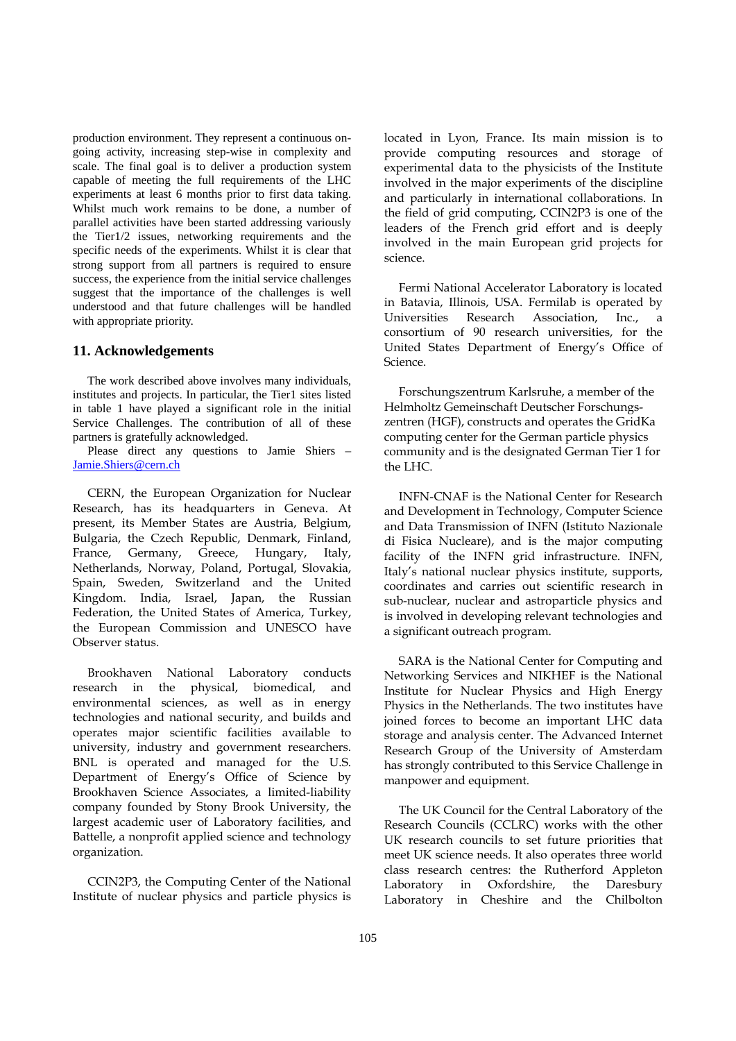production environment. They represent a continuous on-going activity, increasing step-wise in complexity and scale. The final goal is to deliver a production system capable of meeting the full requirements of the LHC experiments at least 6 months prior to first data taking. Whilst much work remains to be done, a number of parallel activities have been started addressing variously the Tier1/2 issues, networking requirements and the specific needs of the experiments. Whilst it is clear that strong support from all partners is required to ensure success, the experience from the initial service challenges suggest that the importance of the challenges is well understood and that future challenges will be handled with appropriate priority.

## 11. Acknowledgements

The work described above involves many individuals, institutes and projects. In particular, the Tier1 sites listed in table 1 have played a significant role in the initial Service Challenges. The contribution of all of these partners is gratefully acknowledged.

Please direct any questions to Jamie Shiers – Jamie.Shiers@cern.ch

CERN, the European Organization for Nuclear Research, has its headquarters in Geneva. At present, its Member States are Austria, Belgium, Bulgaria, the Czech Republic, Denmark, Finland, France, Germany, Greece, Hungary, Italy, Netherlands, Norway, Poland, Portugal, Slovakia, Spain, Sweden, Switzerland and the United Kingdom. India, Israel, Japan, the Russian Federation, the United States of America, Turkey, the European Commission and UNESCO have Observer status.

Brookhaven National Laboratory conducts research in the physical, biomedical, and environmental sciences, as well as in energy technologies and national security, and builds and operates major scientific facilities available to university, industry and government researchers. BNL is operated and managed for the U.S. Department of Energy's Office of Science by Brookhaven Science Associates, a limited-liability company founded by Stony Brook University, the largest academic user of Laboratory facilities, and Battelle, a nonprofit applied science and technology organization.

CCIN2P3, the Computing Center of the National Institute of nuclear physics and particle physics is located in Lyon, France. Its main mission is to provide computing resources and storage of experimental data to the physicists of the Institute involved in the major experiments of the discipline and particularly in international collaborations. In the field of grid computing, CCIN2P3 is one of the leaders of the French grid effort and is deeply involved in the main European grid projects for science.

Fermi National Accelerator Laboratory is located in Batavia, Illinois, USA. Fermilab is operated by Universities Research Association, Inc., a consortium of 90 research universities, for the United States Department of Energy's Office of Science.

Forschungszentrum Karlsruhe, a member of the Helmholtz Gemeinschaft Deutscher Forschungs-zentren (HGF), constructs and operates the GridKa computing center for the German particle physics community and is the designated German Tier 1 for the LHC.

INFN-CNAF is the National Center for Research and Development in Technology, Computer Science and Data Transmission of INFN (Istituto Nazionale di Fisica Nucleare), and is the major computing facility of the INFN grid infrastructure. INFN, Italy's national nuclear physics institute, supports, coordinates and carries out scientific research in sub-nuclear, nuclear and astroparticle physics and is involved in developing relevant technologies and a significant outreach program.

SARA is the National Center for Computing and Networking Services and NIKHEF is the National Institute for Nuclear Physics and High Energy Physics in the Netherlands. The two institutes have joined forces to become an important LHC data storage and analysis center. The Advanced Internet Research Group of the University of Amsterdam has strongly contributed to this Service Challenge in manpower and equipment.

The UK Council for the Central Laboratory of the Research Councils (CCLRC) works with the other UK research councils to set future priorities that meet UK science needs. It also operates three world class research centres: the Rutherford Appleton Laboratory in Oxfordshire, the Daresbury Laboratory in Cheshire and the Chilbolton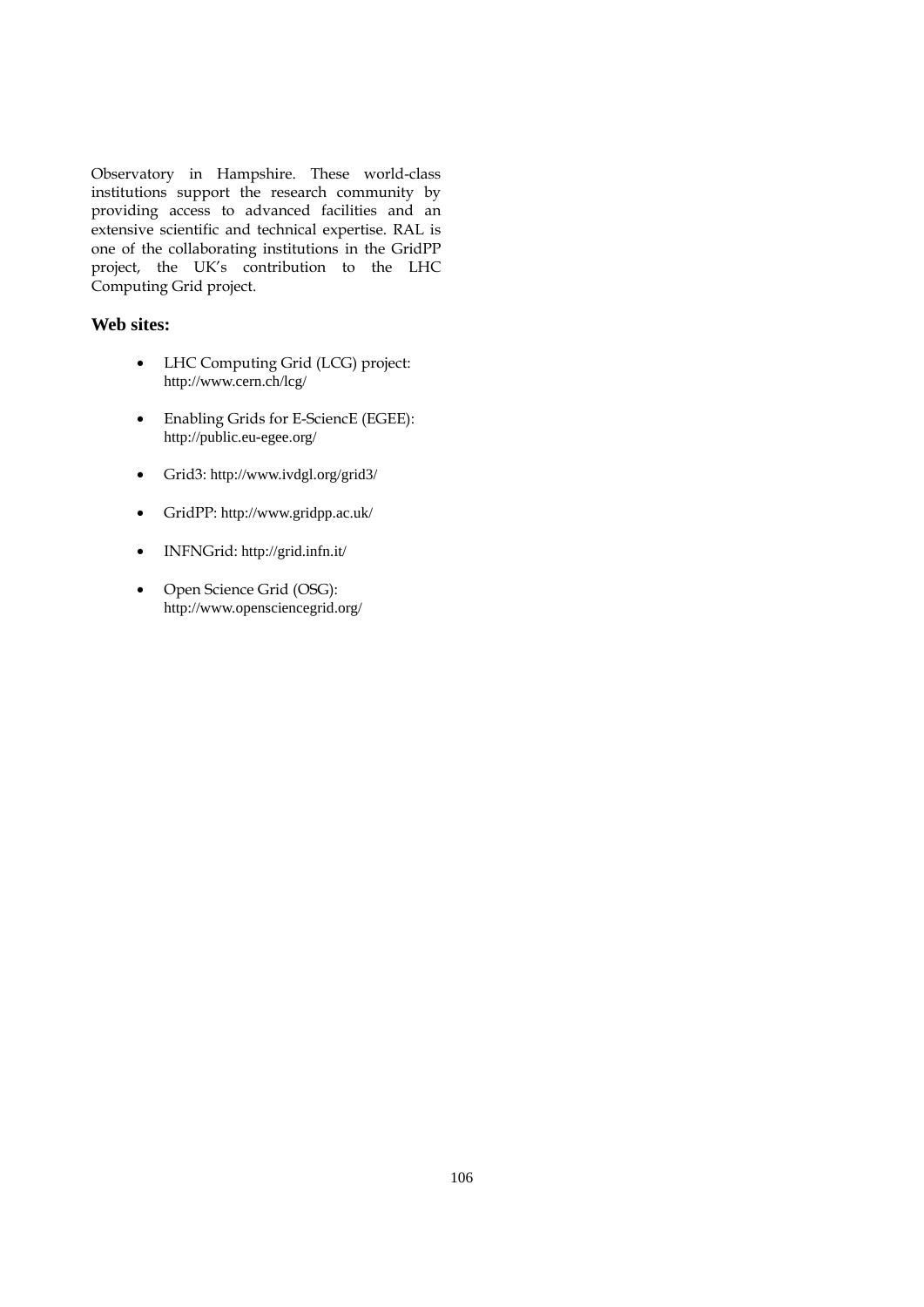Observatory in Hampshire. These world-class institutions support the research community by providing access to advanced facilities and an extensive scientific and technical expertise. RAL is one of the collaborating institutions in the GridPP project, the UK's contribution to the LHC Computing Grid project.

## Web sites:

- LHC Computing Grid (LCG) project: http://www.cern.ch/lcg/
- Enabling Grids for E-SciencE (EGEE): http://public.eu-egee.org/
- Grid3: http://www.ivdgl.org/grid3/
- GridPP: http://www.gridpp.ac.uk/
- INFNGrid: http://grid.infn.it/
- Open Science Grid (OSG): http://www.opensciencegrid.org/